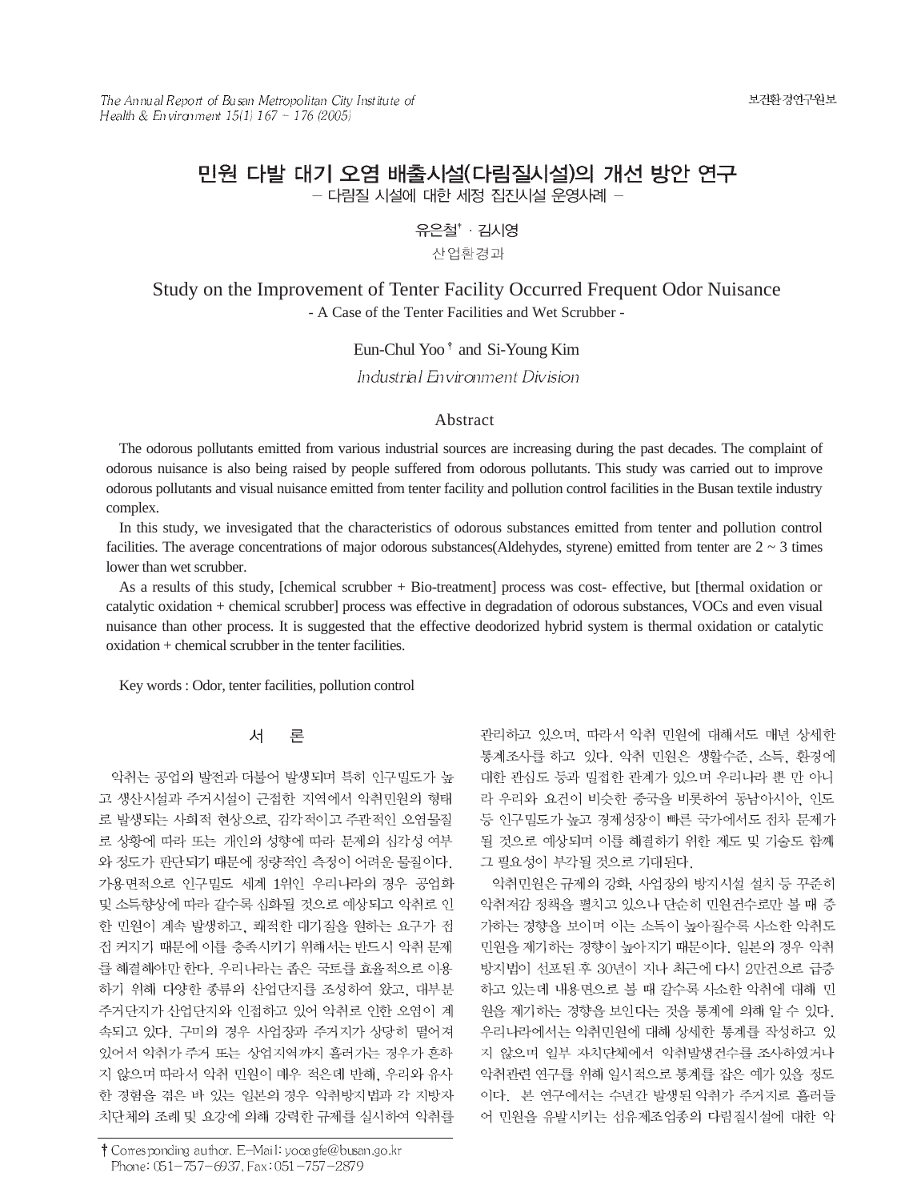# 민원 다발 대기 오염 배출시설(다림질시설)의 개선 방안 연구

– 다림질 시설에 대한 세정 집진시설 운영사례 –

유은철† · 김시영

산업환경과

# Study on the Improvement of Tenter Facility Occurred Frequent Odor Nuisance

- A Case of the Tenter Facilities and Wet Scrubber -

Eun-Chul Yoo † and Si-Young Kim

*Industrial Environment Division*

## Abstract

The odorous pollutants emitted from various industrial sources are increasing during the past decades. The complaint of odorous nuisance is also being raised by people suffered from odorous pollutants. This study was carried out to improve odorous pollutants and visual nuisance emitted from tenter facility and pollution control facilities in the Busan textile industry complex.

In this study, we invesigated that the characteristics of odorous substances emitted from tenter and pollution control facilities. The average concentrations of major odorous substances(Aldehydes, styrene) emitted from tenter are 2 ~ 3 times lower than wet scrubber.

As a results of this study, [chemical scrubber + Bio-treatment] process was cost- effective, but [thermal oxidation or catalytic oxidation + chemical scrubber] process was effective in degradation of odorous substances, VOCs and even visual nuisance than other process. It is suggested that the effective deodorized hybrid system is thermal oxidation or catalytic oxidation + chemical scrubber in the tenter facilities.

Key words : Odor, tenter facilities, pollution control

## 서 론

악취는 공업의 발전과 더불어 발생되며 특히 인구밀도가 높고 생산시설과 주거시설이 근접한 지역에서 악취민원의 형태로 발생되는 사회적 현상으로, 감각적이고 주관적인 오염물질로 상황에 따라 또는 개인의 성향에 따라 문제의 심각성 여부와 정도가 판단되기 때문에 정량적인 측정이 어려운 물질이다. 가용면적으로 인구밀도 세계 1위인 우리나라의 경우 공업화 및 소득향상에 따라 갈수록 심화될 것으로 예상되고 악취로 인한 민원이 계속 발생하고, 쾌적한 대기질을 원하는 요구가 점점 커지기 때문에 이를 충족시키기 위해서는 반드시 악취 문제를 해결해야만 한다. 우리나라는 좁은 국토를 효율적으로 이용하기 위해 다양한 종류의 산업단지를 조성하여 왔고, 대부분 주거단지가 산업단지와 인접하고 있어 악취로 인한 오염이 계속되고 있다. 구미의 경우 사업장과 주거지가 상당히 떨어져 있어서 악취가 주거 또는 상업지역까지 흘러가는 경우가 흔하지 않으며 따라서 악취 민원이 매우 적은데 반해, 우리와 유사한 경험을 겪은 바 있는 일본의 경우 악취방지법과 각 지방자치단체의 조례 및 요강에 의해 강력한 규제를 실시하여 악취를 관리하고 있으며, 따라서 악취 민원에 대해서도 매년 상세한 통계조사를 하고 있다. 악취 민원은 생활수준, 소득, 환경에 대한 관심도 등과 밀접한 관계가 있으며 우리나라 뿐 만 아니라 우리와 요건이 비슷한 중국을 비롯하여 동남아시아, 인도 등 인구밀도가 높고 경제성장이 빠른 국가에서도 점차 문제가 될 것으로 예상되며 이를 해결하기 위한 제도 및 기술도 함께 그 필요성이 부각될 것으로 기대된다.

악취민원은 규제의 강화, 사업장의 방지시설 설치 등 꾸준히 악취저감 정책을 펼치고 있으나 단순히 민원건수로만 볼 때 증가하는 경향을 보이며 이는 소득이 높아질수록 사소한 악취도 민원을 제기하는 경향이 높아지기 때문이다. 일본의 경우 악취방지법이 선포된 후 30년이 지나 최근에 다시 2만건으로 급증하고 있는데 내용면으로 볼 때 갈수록 사소한 악취에 대해 민원을 제기하는 경향을 보인다는 것을 통계에 의해 알 수 있다. 우리나라에서는 악취민원에 대해 상세한 통계를 작성하고 있지 않으며 일부 자치단체에서 악취발생건수를 조사하였거나 악취관련 연구를 위해 일시적으로 통계를 잡은 예가 있을 정도이다. 본 연구에서는 수년간 발생된 악취가 주거지로 흘러들어 민원을 유발시키는 섬유제조업종의 다림질시설에 대한 악

† Corresponding author. E-Mail: yooagfe@busan.go.kr
Phone: 051-757-6937, Fax: 051-757-2879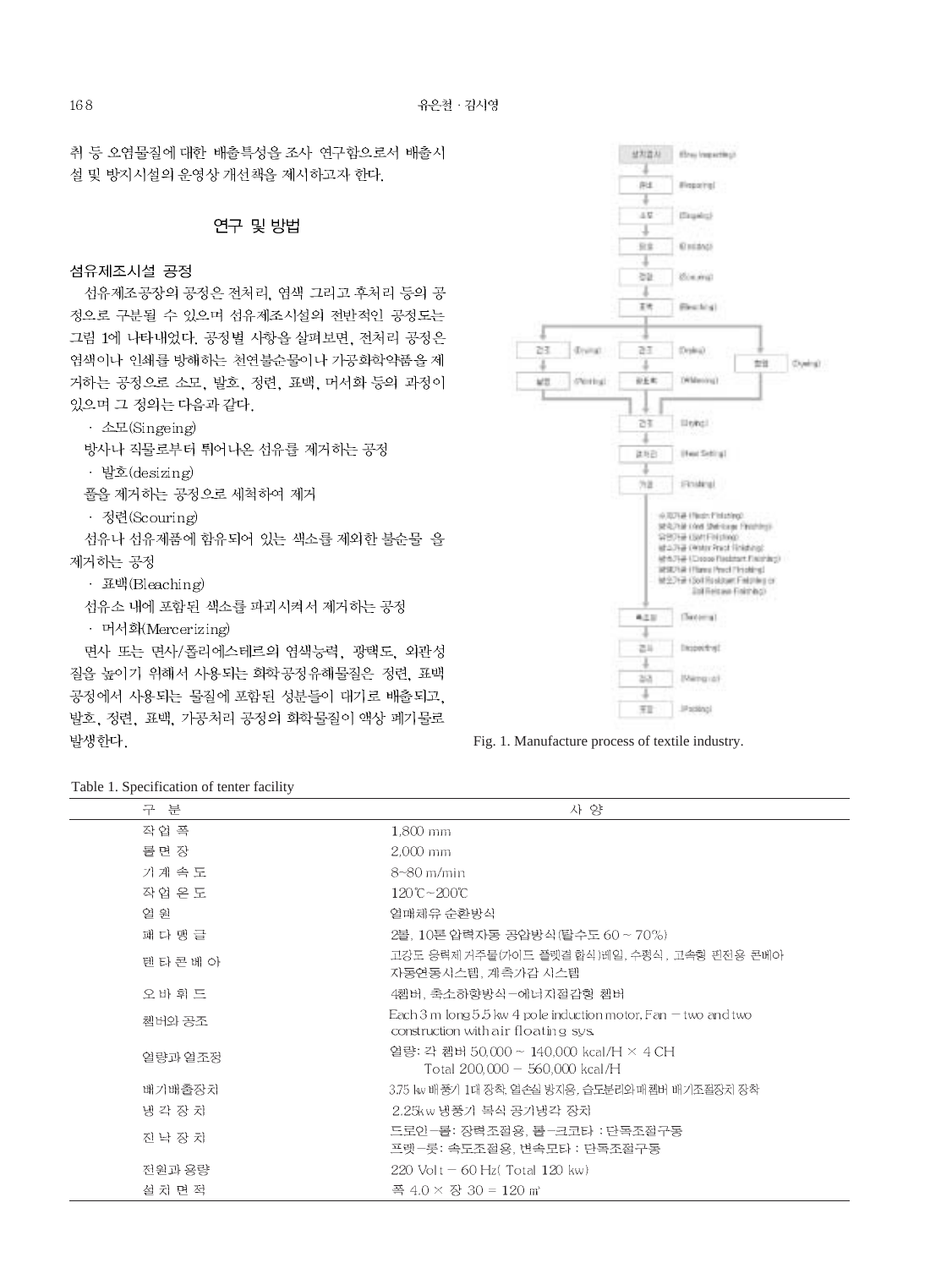취 등 오염물질에 대한 배출특성을 조사 연구함으로서 배출시설 및 방지시설의 운영상 개선책을 제시하고자 한다.

## 연구 및 방법

### 섬유제조시설 공정

섬유제조공장의 공정은 전처리, 염색 그리고 후처리 등의 공정으로 구분될 수 있으며 섬유제조시설의 전반적인 공정도는 그림 1에 나타내었다. 공정별 사항을 살펴보면, 전처리 공정은 염색이나 인쇄를 방해하는 천연불순물이나 가공화학약품을 제거하는 공정으로 소모, 발호, 정련, 표백, 머서화 등의 과정이 있으며 그 정의는 다음과 같다.

· 소모(Singeing)

방사나 직물로부터 튀어나온 섬유를 제거하는 공정

· 발호(desizing)

풀을 제거하는 공정으로 세척하여 제거

· 정련(Scouring)

섬유나 섬유제품에 함유되어 있는 색소를 제외한 불순물 을 제거하는 공정

· 표백(Bleaching)

섬유소 내에 포함된 색소를 파괴시켜서 제거하는 공정

· 머서화(Mercerizing)

면사 또는 면사/폴리에스테르의 염색능력, 광택도, 외관성질을 높이기 위해서 사용되는 화학공정유해물질은 정련, 표백공정에서 사용되는 물질에 포함된 성분들이 대기로 배출되고, 발호, 정련, 표백, 가공처리 공정의 화학물질이 액상 폐기물로 발생한다.

Fig. 1. Manufacture process of textile industry.

Table 1. Specification of tenter facility

| 구 분 | 사 양 |
|---|---|
| 작 업 폭 | 1,800 mm |
| 롤 면 장 | 2,000 mm |
| 기 계 속 도 | 8~80 m/min |
| 작 업 온 도 | 120℃~200℃ |
| 열 원 | 열매체유 순환방식 |
| 패 다 맹 글 | 2불, 10톤 압력자동 공압방식(탈수도 60 ~ 70%) |
| 텐 타 콘 베 아 | 고강도 응력제거주물(가이드 플렛결 합식)레일, 수평식, 고속형 핀진용 콘베아 자동연동시스템, 계측가감 시스템 |
| 오 바 휘 드 | 4챔버, 축소하향방식-에너지절감형 챔버 |
| 챔버와 공조 | Each 3 m long 5.5 kw 4 pole induction motor. Fan − two and two construction with air floating sys. |
| 열량과 열조정 | 열량: 각 챔버 50,000 ~ 140,000 kcal/H × 4 CH<br>Total 200,000 − 560,000 kcal/H |
| 배기배출장치 | 3.75 kw 배풍기 1대 장착, 열손실 방지용, 습도분리와 매 챔버 배기조절장치 장착 |
| 냉 각 장 치 | 2.25kw 냉풍기 복식 공기냉각 장치 |
| 진 낙 장 치 | 드로인-롤: 장력조절용, 롤-크코타 : 단독조절구동<br>프렛-룻: 속도조절용, 변속모타 : 단독조절구동 |
| 전원과 용량 | 220 Volt − 60 Hz( Total 120 kw) |
| 설 치 면 적 | 폭 4.0 × 장 30 = 120 ㎡ |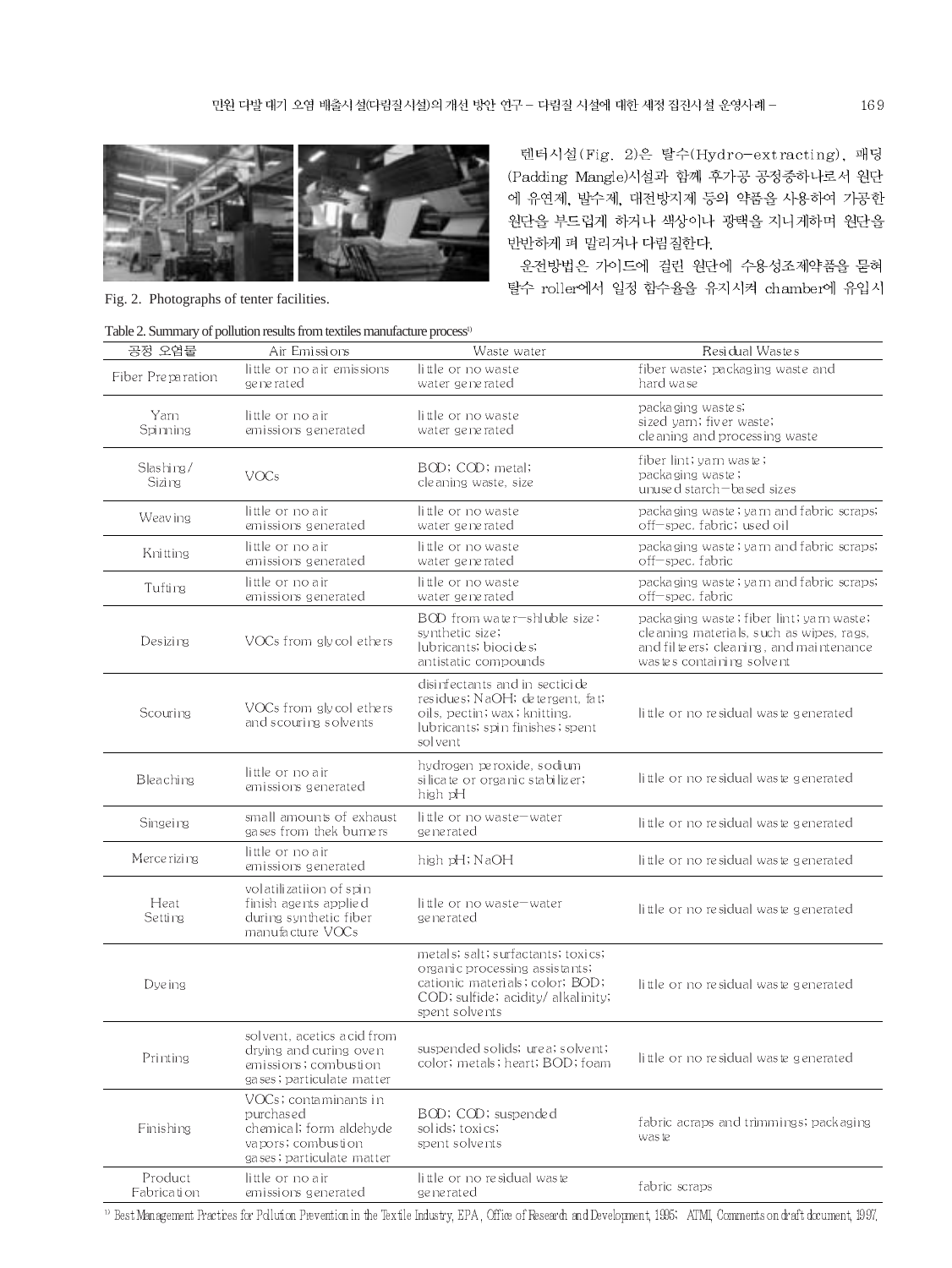Fig. 2. Photographs of tenter facilities.

텐터시설(Fig. 2)은 탈수(Hydro-extracting), 패딩(Padding Mangle)시설과 함께 후가공 공정중하나로서 원단에 유연제, 발수제, 대전방지제 등의 약품을 사용하여 가공한 원단을 부드럽게 하거나 색상이나 광택을 지니게하며 원단을 반반하게 펴 말리거나 다림질한다.

운전방법은 가이드에 걸린 원단에 수용성조제약품을 묻혀 탈수 roller에서 일정 함수율을 유지시켜 chamber에 유입시

Table 2. Summary of pollution results from textiles manufacture process[1)]

| 공정 오염물 | Air Emissions | Waste water | Residual Wastes |
|---|---|---|---|
| Fiber Preparation | little or no air emissions generated | little or no waste water generated | fiber waste; packaging waste and hard wase |
| Yarn Spinning | little or no air emissions generated | little or no waste water generated | packaging wastes; sized yarn; fiver waste; cleaning and processing waste |
| Slashing/ Sizing | VOCs | BOD; COD; metal; cleaning waste, size | fiber lint; yarn waste; packaging waste; unused starch-based sizes |
| Weaving | little or no air emissions generated | little or no waste water generated | packaging waste; yarn and fabric scraps; off-spec. fabric; used oil |
| Knitting | little or no air emissions generated | little or no waste water generated | packaging waste; yarn and fabric scraps; off-spec. fabric |
| Tufting | little or no air emissions generated | little or no waste water generated | packaging waste; yarn and fabric scraps; off-spec. fabric |
| Desizing | VOCs from glycol ethers | BOD from water-shluble size; synthetic size; lubricants; biocides; antistatic compounds | packaging waste; fiber lint; yarn waste; cleaning materials, such as wipes, rags, and filters; cleaning, and maintenance wastes containing solvent |
| Scouring | VOCs from glycol ethers and scouring solvents | disinfectants and insecticide residues; NaOH; detergent, fat; oils, pectin; wax; knitting, lubricants; spin finishes; spent solvent | little or no residual waste generated |
| Bleaching | little or no air emissions generated | hydrogen peroxide, sodium silicate or organic stabilizer; high pH | little or no residual waste generated |
| Singeing | small amounts of exhaust gases from thek burners | little or no waste-water generated | little or no residual waste generated |
| Mercerizing | little or no air emissions generated | high pH; NaOH | little or no residual waste generated |
| Heat Setting | volatilizatiion of spin finish agents applied during synthetic fiber manufacture VOCs | little or no waste-water generated | little or no residual waste generated |
| Dyeing | | metals; salt; surfactants; toxics; organic processing assistants; cationic materials; color; BOD; COD; sulfide; acidity/alkalinity; spent solvents | little or no residual waste generated |
| Printing | solvent, acetics acid from drying and curing oven emissions; combustion gases; particulate matter | suspended solids; urea; solvent; color; metals; heart; BOD; foam | little or no residual waste generated |
| Finishing | VOCs; contaminants in purchased chemical; form aldehyde vapors; combustion gases; particulate matter | BOD; COD; suspended solids; toxics; spent solvents | fabric acraps and trimmings; packaging waste |
| Product Fabrication | little or no air emissions generated | little or no residual waste generated | fabric scraps |

1) Best Management Practices for Pollution Prevention in the Textile Industry, EPA, Office of Research and Development, 1995; ATMI, Comments on draft document, 1997.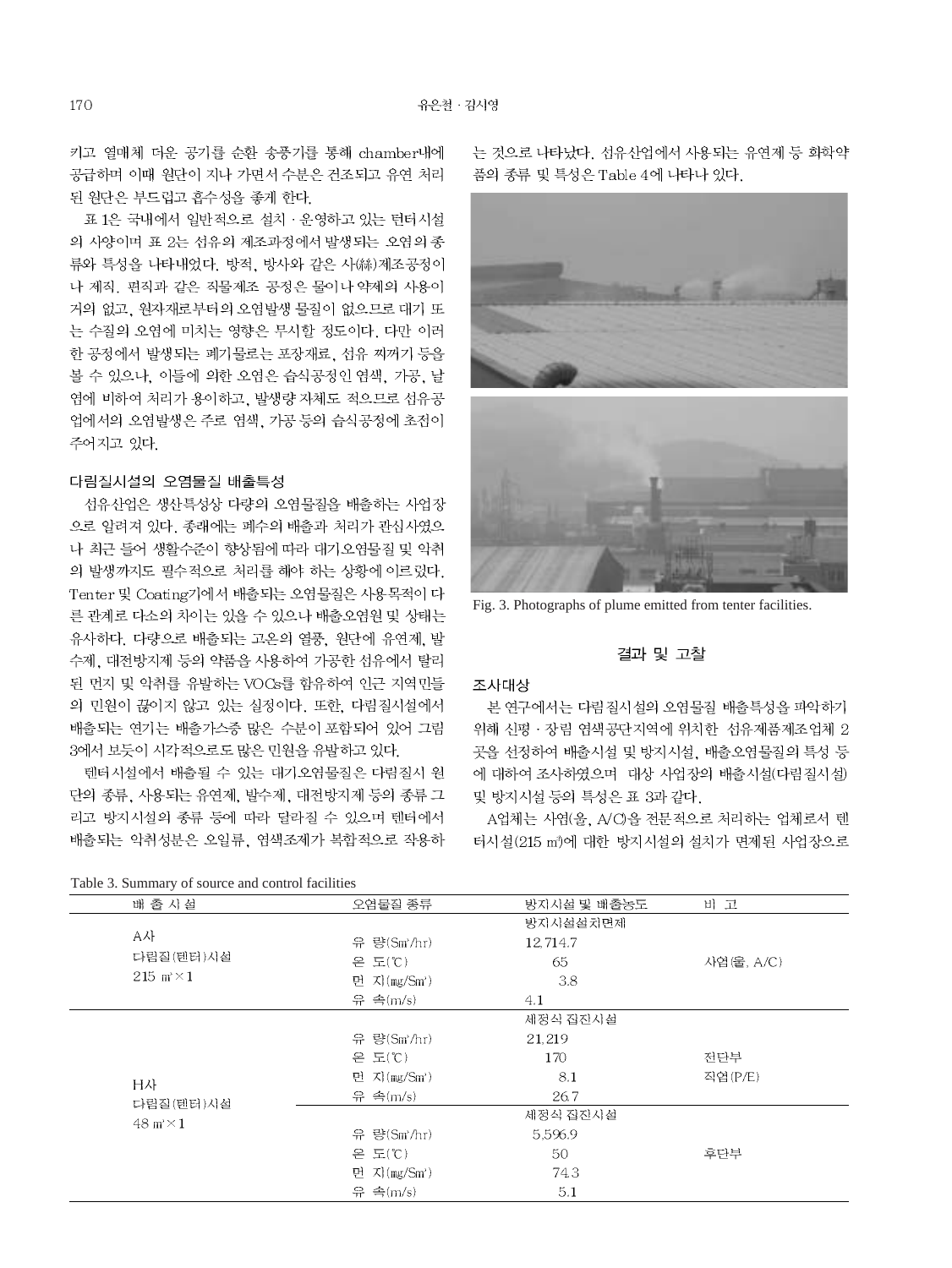키고 열매체 더운 공기를 순환 송풍기를 통해 chamber내에 공급하며 이때 원단이 지나 가면서 수분은 건조되고 유연 처리된 원단은 부드럽고 흡수성을 좋게 한다.

표 1은 국내에서 일반적으로 설치 · 운영하고 있는 텐터시설의 사양이며 표 2는 섬유의 제조과정에서 발생되는 오염의 종류와 특성을 나타내었다. 방적, 방사와 같은 사(絲)제조공정이나 제직, 편직과 같은 직물제조 공정은 물이나 약제의 사용이 거의 없고, 원자재로부터의 오염발생 물질이 없으므로 대기 또는 수질의 오염에 미치는 영향은 무시할 정도이다. 다만 이러한 공정에서 발생되는 폐기물로는 포장재료, 섬유 찌꺼기 등을 볼 수 있으나, 이들에 의한 오염은 습식공정인 염색, 가공, 날염에 비하여 처리가 용이하고, 발생량 자체도 적으므로 섬유공업에서의 오염발생은 주로 염색, 가공 등의 습식공정에 초점이 주어지고 있다.

### 다림질시설의 오염물질 배출특성

섬유산업은 생산특성상 다량의 오염물질을 배출하는 사업장으로 알려져 있다. 종래에는 폐수의 배출과 처리가 관심사였으나 최근 들어 생활수준이 향상됨에 따라 대기오염물질 및 악취의 발생까지도 필수적으로 처리를 해야 하는 상황에 이르렀다. Tenter 및 Coating기에서 배출되는 오염물질은 사용목적이 다른 관계로 다소의 차이는 있을 수 있으나 배출오염원 및 상태는 유사하다. 다량으로 배출되는 고온의 열풍, 원단에 유연제, 발수제, 대전방지제 등의 약품을 사용하여 가공한 섬유에서 탈리된 먼지 및 악취를 유발하는 VOCs를 함유하여 인근 지역민들의 민원이 끊이지 않고 있는 실정이다. 또한, 다림질시설에서 배출되는 연기는 배출가스중 많은 수분이 포함되어 있어 그림 3에서 보듯이 시각적으로도 많은 민원을 유발하고 있다.

텐터시설에서 배출될 수 있는 대기오염물질은 다림질시 원단의 종류, 사용되는 유연제, 발수제, 대전방지제 등의 종류 그리고 방지시설의 종류 등에 따라 달라질 수 있으며 텐터에서 배출되는 악취성분은 오일류, 염색조제가 복합적으로 작용하는 것으로 나타났다. 섬유산업에서 사용되는 유연제 등 화학약품의 종류 및 특성은 Table 4에 나타나 있다.

Fig. 3. Photographs of plume emitted from tenter facilities.

## 결과 및 고찰

### 조사대상

본 연구에서는 다림질시설의 오염물질 배출특성을 파악하기 위해 신평 · 장림 염색공단지역에 위치한 섬유제품제조업체 2곳을 선정하여 배출시설 및 방지시설, 배출오염물질의 특성 등에 대하여 조사하였으며 대상 사업장의 배출시설(다림질시설) 및 방지시설 등의 특성은 표 3과 같다.

A업체는 사염(울, A/C)을 전문적으로 처리하는 업체로서 텐터시설(215 m$^3$)에 대한 방지시설의 설치가 면제된 사업장으로

Table 3. Summary of source and control facilities

| 배 출 시 설 | 오염물질 종류 | 방지시설 및 배출농도 | 비 고 |
|---|---|---|---|
| A사 다림질(텐터)시설 215 m$^3$×1 | | 방지시설설치면제 | |
| | 유 량(Sm$^3$/hr) | 12,714.7 | |
| | 온 도(℃) | 65 | 사염(울, A/C) |
| | 먼 지(mg/Sm$^3$) | 3.8 | |
| | 유 속(m/s) | 4.1 | |
| H사 다림질(텐터)시설 48 m$^3$×1 | | 세정식 집진시설 | |
| | 유 량(Sm$^3$/hr) | 21,219 | |
| | 온 도(℃) | 170 | 전단부 |
| | 먼 지(mg/Sm$^3$) | 8.1 | 직염(P/E) |
| | 유 속(m/s) | 26.7 | |
| | | 세정식 집진시설 | |
| | 유 량(Sm$^3$/hr) | 5,596.9 | |
| | 온 도(℃) | 50 | 후단부 |
| | 먼 지(mg/Sm$^3$) | 74.3 | |
| | 유 속(m/s) | 5.1 | |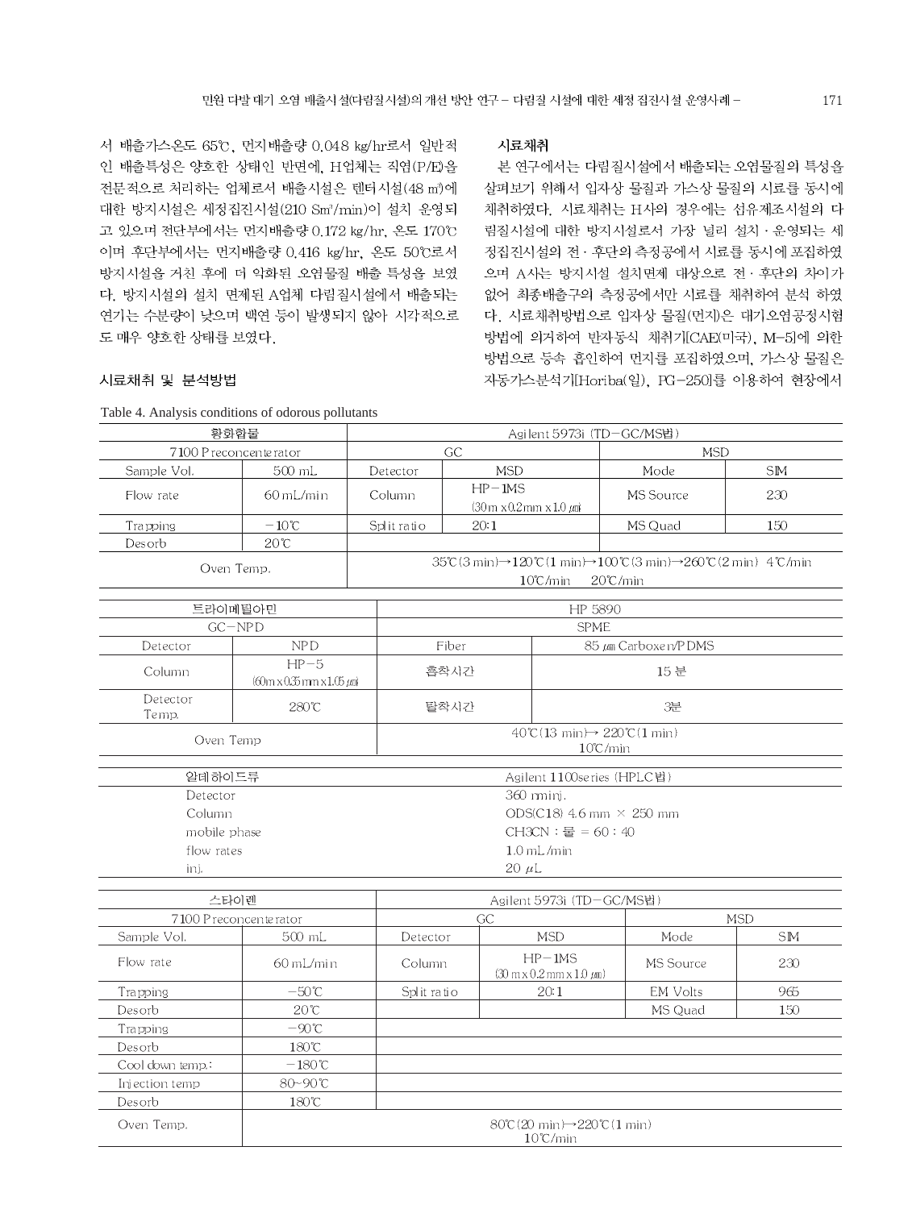서 배출가스온도 65℃, 먼지배출량 0.048 kg/hr로서 일반적인 배출특성은 양호한 상태인 반면에, H업체는 직염(P/E)을 전문적으로 처리하는 업체로서 배출시설은 텐터시설(48 ㎥)에 대한 방지시설은 세정집진시설(210 S㎥/min)이 설치 운영되고 있으며 전단부에서는 먼지배출량 0.172 kg/hr, 온도 170℃이며 후단부에서는 먼지배출량 0.416 kg/hr, 온도 50℃로서 방지시설을 거친 후에 더 악화된 오염물질 배출 특성을 보였다. 방지시설의 설치 면제된 A업체 다림질시설에서 배출되는 연기는 수분량이 낮으며 백연 등이 발생되지 않아 시각적으로도 매우 양호한 상태를 보였다.

## 시료채취 및 분석방법

### 시료채취

본 연구에서는 다림질시설에서 배출되는 오염물질의 특성을 살펴보기 위해서 입자상 물질과 가스상 물질의 시료를 동시에 채취하였다. 시료채취는 H사의 경우에는 섬유제조시설의 다림질시설에 대한 방지시설로서 가장 널리 설치·운영되는 세정집진시설의 전·후단의 측정공에서 시료를 동시에 포집하였으며 A사는 방지시설 설치면제 대상으로 전·후단의 차이가 없어 최종배출구의 측정공에서만 시료를 채취하여 분석 하였다. 시료채취방법으로 입자상 물질(먼지)은 대기오염공정시험방법에 의거하여 반자동식 채취기[CAE(미국), M-5]에 의한 방법으로 등속 흡인하여 먼지를 포집하였으며, 가스상 물질은 자동가스분석기[Horiba(일), PG-250]를 이용하여 현장에서

Table 4. Analysis conditions of odorous pollutants

| 황화합물 | | Agilent 5973i (TD-GC/MS법) | | | |
|---|---|---|---|---|---|
| 7100 Preconcenterator | | GC | | MSD | |
| Sample Vol. | 500 mL | Detector | MSD | Mode | SIM |
| Flow rate | 60 mL/min | Column | HP-1MS (30 m x 0.2 mm x 1.0 ㎛) | MS Source | 230 |
| Trapping | -10℃ | Split ratio | 20:1 | MS Quad | 150 |
| Desorb | 20℃ | | | | |
| Oven Temp. | | 35℃(3 min)→120℃(1 min)→100℃(3 min)→260℃(2 min) 4℃/min 10℃/min 20℃/min | | | |

| 트라이메틸아민 | | HP 5890 | |
|---|---|---|---|
| GC-NPD | | SPME | |
| Detector | NPD | Fiber | 85 ㎛ Carboxen/PDMS |
| Column | HP-5 (60m x 0.35 mm x 1.05 ㎛) | 흡착시간 | 15 분 |
| Detector Temp. | 280℃ | 탈착시간 | 3분 |
| Oven Temp | | 40℃(13 min)→ 220℃(1 min) 10℃/min | |

| 알데하이드류 | Agilent 1100series (HPLC법) |
|---|---|
| Detector | 360 nminj. |
| Column | ODS(C18) 4.6 mm × 250 mm |
| mobile phase | CH3CN : 물 = 60 : 40 |
| flow rates | 1.0 mL/min |
| inj. | 20 μL |

| 스타이렌 | | Agilent 5973i (TD-GC/MS법) | | | |
|---|---|---|---|---|---|
| 7100 Preconcenterator | | GC | | MSD | |
| Sample Vol. | 500 mL | Detector | MSD | Mode | SIM |
| Flow rate | 60 mL/min | Column | HP-1MS (30 m x 0.2 mm x 1.0 ㎛) | MS Source | 230 |
| Trapping | -50℃ | Split ratio | 20:1 | EM Volts | 965 |
| Desorb | 20℃ | | | MS Quad | 150 |
| Trapping | -90℃ | | | | |
| Desorb | 180℃ | | | | |
| Cool down temp.: | -180℃ | | | | |
| Injection temp | 80~90℃ | | | | |
| Desorb | 180℃ | | | | |
| Oven Temp. | 80℃(20 min)→220℃(1 min) 10℃/min | | | | |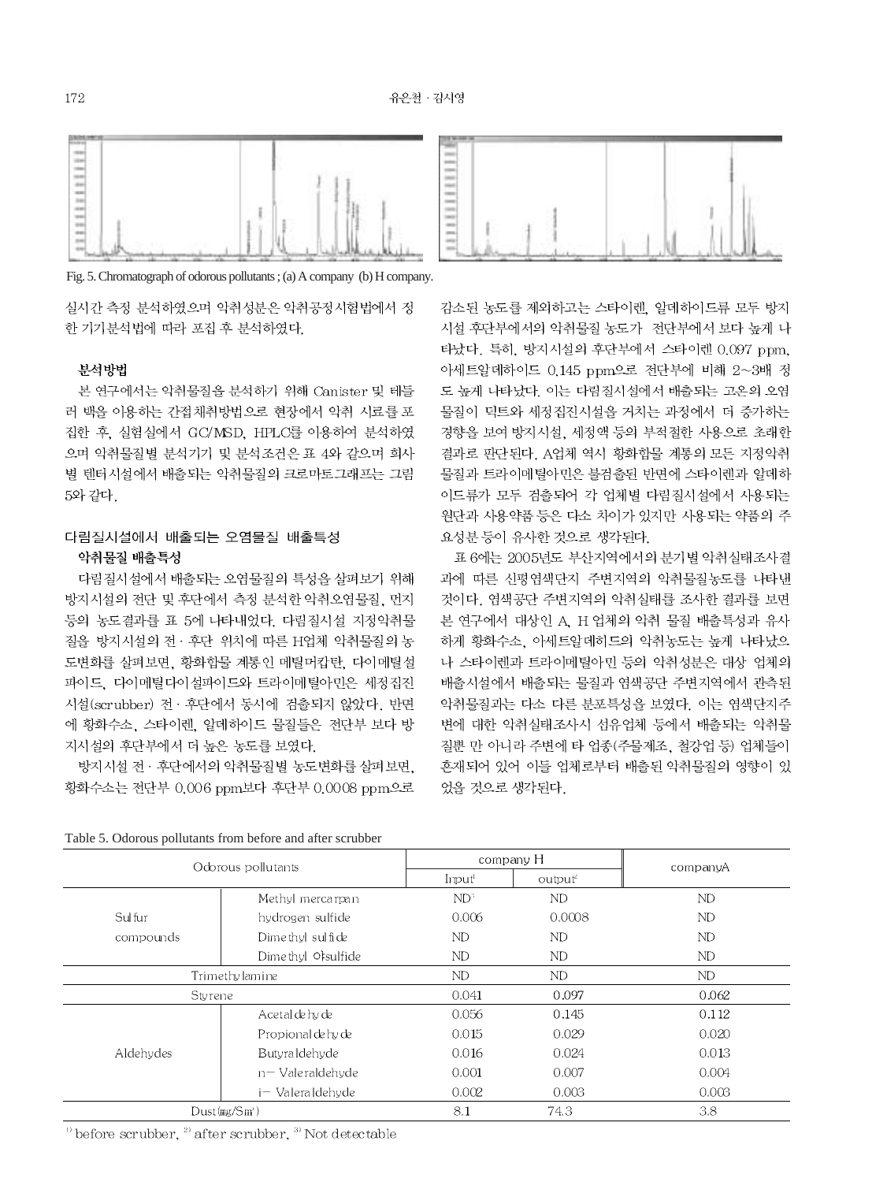Fig. 5. Chromatograph of odorous pollutants ; (a) A company (b) H company.

실시간 측정 분석하였으며 악취성분은 악취공정시험법에서 정한 기기분석법에 따라 포집 후 분석하였다.

### 분석방법

본 연구에서는 악취물질을 분석하기 위해 Canister 및 테들러 백을 이용하는 간접채취방법으로 현장에서 악취 시료를 포집한 후, 실험실에서 GC/MSD, HPLC를 이용하여 분석하였으며 악취물질별 분석기기 및 분석조건은 표 4와 같으며 회사별 텐터시설에서 배출되는 악취물질의 크로마토그래프는 그림 5와 같다.

## 다림질시설에서 배출되는 오염물질 배출특성

### 악취물질 배출특성

다림질시설에서 배출되는 오염물질의 특성을 살펴보기 위해 방지시설의 전단 및 후단에서 측정 분석한 악취오염물질, 먼지 등의 농도결과를 표 5에 나타내었다. 다림질시설 지정악취물질을 방지시설의 전 · 후단 위치에 따른 H업체 악취물질의 농도변화를 살펴보면, 황화합물 계통인 메틸머캅탄, 다이메틸설파이드, 다이메틸다이설파이드와 트라이메틸아민은 세정집진시설(scrubber) 전 · 후단에서 동시에 검출되지 않았다. 반면에 황화수소, 스타이렌, 알데하이드 물질들은 전단부 보다 방지시설의 후단부에서 더 높은 농도를 보였다.

방지시설 전 · 후단에서의 악취물질별 농도변화를 살펴보면, 황화수소는 전단부 0.006 ppm보다 후단부 0.0008 ppm으로 감소된 농도를 제외하고는 스타이렌, 알데하이드류 모두 방지시설 후단부에서의 악취물질 농도가 전단부에서 보다 높게 나타났다. 특히, 방지시설의 후단부에서 스타이렌 0.097 ppm, 아세트알데하이드 0.145 ppm으로 전단부에 비해 2~3배 정도 높게 나타났다. 이는 다림질시설에서 배출되는 고온의 오염물질이 덕트와 세정집진시설을 거치는 과정에서 더 증가하는 경향을 보여 방지시설, 세정액 등의 부적절한 사용으로 초래한 결과로 판단된다. A업체 역시 황화합물 계통의 모든 지정악취물질과 트라이메틸아민은 불검출된 반면에 스타이렌과 알데하이드류가 모두 검출되어 각 업체별 다림질시설에서 사용되는 원단과 사용약품 등은 다소 차이가 있지만 사용되는 약품의 주요성분 등이 유사한 것으로 생각된다.

표 6에는 2005년도 부산지역에서의 분기별 악취실태조사결과에 따른 신평염색단지 주변지역의 악취물질농도를 나타낸 것이다. 염색공단 주변지역의 악취실태를 조사한 결과를 보면 본 연구에서 대상인 A, H 업체의 악취 물질 배출특성과 유사하게 황화수소, 아세트알데하이드의 악취농도는 높게 나타났으나 스타이렌과 트라이메틸아민 등의 악취성분은 대상 업체의 배출시설에서 배출되는 물질과 염색공단 주변지역에서 관측된 악취물질과는 다소 다른 분포특성을 보였다. 이는 염색단지주변에 대한 악취실태조사시 섬유업체 등에서 배출되는 악취물질뿐 만 아니라 주변에 타 업종(주물제조, 철강업 등) 업체들이 혼재되어 있어 이들 업체로부터 배출된 악취물질의 영향이 있었을 것으로 생각된다.

Table 5. Odorous pollutants from before and after scrubber

| Odorous pollutants | | company H | | companyA |
|---|---|---|---|---|
| | | Input[1] | output[2] | |
| Sulfur compounds | Methyl mercarpan | ND[3] | ND | ND |
| | hydrogen sulfide | 0.006 | 0.0008 | ND |
| | Dimethyl sulfide | ND | ND | ND |
| | Dimethyl 야sulfide | ND | ND | ND |
| Trimethylamine | | ND | ND | ND |
| Styrene | | 0.041 | 0.097 | 0.062 |
| Aldehydes | Acetaldehyde | 0.056 | 0.145 | 0.112 |
| | Propionaldehyde | 0.015 | 0.029 | 0.020 |
| | Butyraldehyde | 0.016 | 0.024 | 0.013 |
| | n- Valeraldehyde | 0.001 | 0.007 | 0.004 |
| | i- Valeraldehyde | 0.002 | 0.003 | 0.003 |
| Dust(mg/Sm³) | | 8.1 | 74.3 | 3.8 |

[1] before scrubber, [2] after scrubber, [3] Not detectable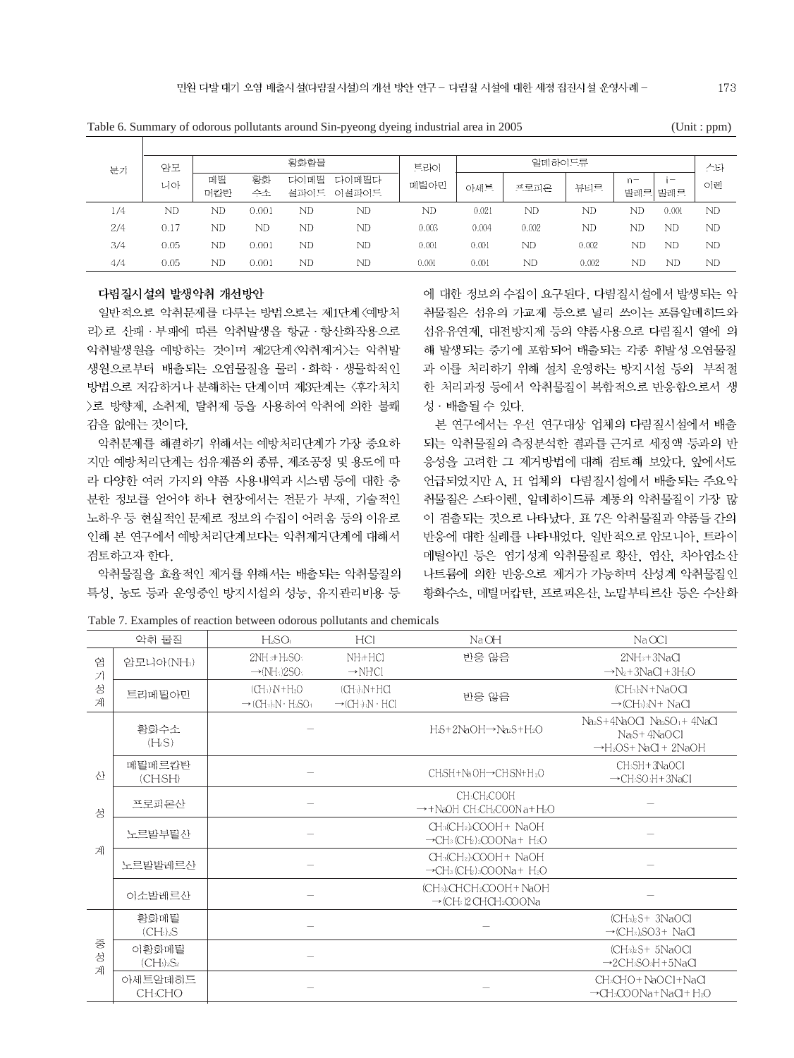Table 6. Summary of odorous pollutants around Sin-pyeong dyeing industrial area in 2005 (Unit : ppm)

| 분기 | 암모니아 | 황화합물 | | | | 트라이메틸아민 | 알데하이드류 | | | | | 스타이렌 |
|---|---|---|---|---|---|---|---|---|---|---|---|---|
| | | 메틸머캅탄 | 황화수소 | 다이메틸설파이드 | 다이메틸다이설파이드 | | 아세트 | 프로피온 | 뷰티르 | n-발레르 | i-발레르 | |
| 1/4 | ND | ND | 0.001 | ND | ND | ND | 0.021 | ND | ND | ND | 0.001 | ND |
| 2/4 | 0.17 | ND | ND | ND | ND | 0.003 | 0.004 | 0.002 | ND | ND | ND | ND |
| 3/4 | 0.05 | ND | 0.001 | ND | ND | 0.001 | 0.001 | ND | 0.002 | ND | ND | ND |
| 4/4 | 0.05 | ND | 0.001 | ND | ND | 0.001 | 0.001 | ND | 0.002 | ND | ND | ND |

## 다림질시설의 발생악취 개선방안

일반적으로 악취문제를 다루는 방법으로는 제1단계<예방처리>로 산패 · 부패에 따른 악취발생을 항균 · 항산화작용으로 악취발생원을 예방하는 것이며 제2단계<악취제거>는 악취발생원으로부터 배출되는 오염물질을 물리 · 화학 · 생물학적인 방법으로 저감하거나 분해하는 단계이며 제3단계는 <후각처치>로 방향제, 소취제, 탈취제 등을 사용하여 악취에 의한 불쾌감을 없애는 것이다.

악취문제를 해결하기 위해서는 예방처리단계가 가장 중요하지만 예방처리단계는 섬유제품의 종류, 제조공정 및 용도에 따라 다양한 여러 가지의 약품 사용내역과 시스템 등에 대한 충분한 정보를 얻어야 하나 현장에서는 전문가 부재, 기술적인 노하우 등 현실적인 문제로 정보의 수집이 어려움 등의 이유로 인해 본 연구에서 예방처리단계보다는 악취제거단계에 대해서 검토하고자 한다.

악취물질을 효율적인 제거를 위해서는 배출되는 악취물질의 특성, 농도 등과 운영중인 방지시설의 성능, 유지관리비용 등에 대한 정보의 수집이 요구된다. 다림질시설에서 발생되는 악취물질은 섬유의 가교제 등으로 널리 쓰이는 포름알데히드와 섬유유연제, 대전방지제 등의 약품사용으로 다림질시 열에 의해 발생되는 증기에 포함되어 배출되는 각종 휘발성 오염물질과 이를 처리하기 위해 설치 운영하는 방지시설 등의 부적절한 처리과정 등에서 악취물질이 복합적으로 반응함으로서 생성 · 배출될 수 있다.

본 연구에서는 우선 연구대상 업체의 다림질시설에서 배출되는 악취물질의 측정분석한 결과를 근거로 세정액 등과의 반응성을 고려한 그 제거방법에 대해 검토해 보았다. 앞에서도 언급되었지만 A, H 업체의 다림질시설에서 배출되는 주요악취물질은 스타이렌, 알데하이드류 계통의 악취물질이 가장 많이 검출되는 것으로 나타났다. 표 7은 악취물질과 약품들 간의 반응에 대한 실례를 나타내었다. 일반적으로 암모니아, 트라이메틸아민 등은 염기성계 악취물질로 황산, 염산, 차아염소산나트륨에 의한 반응으로 제거가 가능하며 산성계 악취물질인 황화수소, 메틸머캅탄, 프로피온산, 노말부티르산 등은 수산화

Table 7. Examples of reaction between odorous pollutants and chemicals

| | 악취 물질 | $H_2SO_4$ | HCl | NaOH | NaOCl |
|---|---|---|---|---|---|
| 염기성계 | 암모니아($NH_3$) | $2NH_3+H_2SO_4 \rightarrow (NH_4)_2SO_4$ | $NH_3+HCl \rightarrow NH_4Cl$ | 반응 않음 | $2NH_3+3NaCl \rightarrow N_2+3NaCl+3H_2O$ |
| | 트리메틸아민 | $(CH_3)_3N+H_2O \rightarrow (CH_3)_3N \cdot H_2SO_4$ | $(CH_3)_3N+HCl \rightarrow (CH_3)_3N \cdot HCl$ | 반응 않음 | $(CH_3)_3N+NaOCl \rightarrow (CH_3)_3N+NaCl$ |
| 산성계 | 황화수소 ($H_2S$) | – | | $H_2S+2NaOH \rightarrow Na_2S+H_2O$ | $Na_2S+4NaOCl\ Na_2SO_4+4NaCl$ $Na_2S+4NaOCl \rightarrow H_2OS+NaCl+2NaOH$ |
| | 메틸메르캅탄 ($CH_3SH$) | – | | $CH_3SH+NaOH \rightarrow CH_3SN+H_2O$ | $CH_3SH+3NaOCl \rightarrow CH_3SO_3H+3NaCl$ |
| | 프로피온산 | – | | $CH_3CH_2COOH \rightarrow +NaOH\ CH_3CH_2COONa+H_2O$ | – |
| | 노르말부틸산 | – | | $CH_3(CH_2)_2COOH+NaOH \rightarrow CH_3(CH_2)_2COONa+H_2O$ | – |
| | 노르말발레르산 | – | | $CH_3(CH_2)_3COOH+NaOH \rightarrow CH_3(CH_2)_3COONa+H_2O$ | – |
| | 이소발레르산 | – | | $(CH_3)_2CHCH_2COOH+NaOH \rightarrow (CH_3)2CHCH_2COONa$ | – |
| 중성계 | 황화메틸 ($(CH_3)_2S$) | – | | – | $(CH_3)_2S+3NaOCl \rightarrow (CH_3)_2SO3+NaCl$ |
| | 이황화메틸 ($(CH_3)_2S_2$) | – | | | $(CH_3)_2S+5NaOCl \rightarrow 2CH_3SO_3H+5NaCl$ |
| | 아세트알데히드 $CH_3CHO$ | – | | – | $CH_3CHO+NaOCl+NaCl \rightarrow CH_3COONa+NaCl+H_2O$ |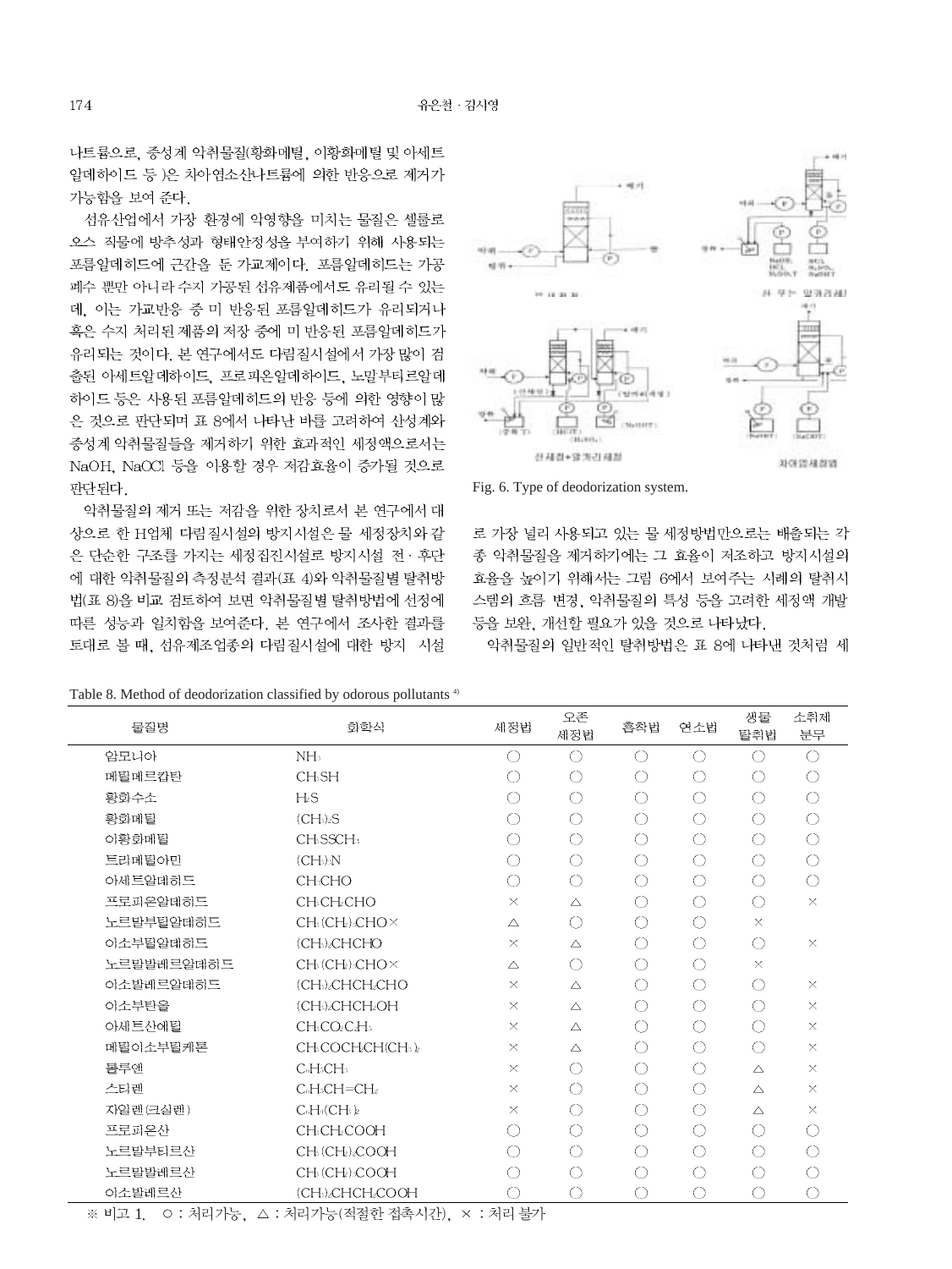나트륨으로, 중성계 악취물질(황화메틸, 이황화메틸 및 아세트알데하이드 등 )은 차아염소산나트륨에 의한 반응으로 제거가 가능함을 보여 준다.

섬유산업에서 가장 환경에 악영향을 미치는 물질은 셀룰로오스 직물에 방추성과 형태안정성을 부여하기 위해 사용되는 포름알데히드에 근간을 둔 가교제이다. 포름알데히드는 가공폐수 뿐만 아니라 수지 가공된 섬유제품에서도 유리될 수 있는데, 이는 가교반응 중 미 반응된 포름알데히드가 유리되거나 혹은 수지 처리된 제품의 저장 중에 미 반응된 포름알데히드가 유리되는 것이다. 본 연구에서도 다림질시설에서 가장 많이 검출된 아세트알데하이드, 프로피온알데하이드, 노말부티르알데하이드 등은 사용된 포름알데히드의 반응 등에 의한 영향이 많은 것으로 판단되며 표 8에서 나타난 바를 고려하여 산성계와 중성계 악취물질들을 제거하기 위한 효과적인 세정액으로서는 NaOH, NaOCl 등을 이용할 경우 저감효율이 증가될 것으로 판단된다.

악취물질의 제거 또는 저감을 위한 장치로서 본 연구에서 대상으로 한 H업체 다림질시설의 방지시설은 물 세정장치와 같은 단순한 구조를 가지는 세정집진시설로 방지시설 전 · 후단에 대한 악취물질의 측정분석 결과(표 4)와 악취물질별 탈취방법(표 8)을 비교 검토하여 보면 악취물질별 탈취방법에 선정에 따른 성능과 일치함을 보여준다. 본 연구에서 조사한 결과를 토대로 볼 때, 섬유제조업종의 다림질시설에 대한 방지 시설로 가장 널리 사용되고 있는 물 세정방법만으로는 배출되는 각종 악취물질을 제거하기에는 그 효율이 저조하고 방지시설의 효율을 높이기 위해서는 그림 6에서 보여주는 사례의 탈취시스템의 흐름 변경, 악취물질의 특성 등을 고려한 세정액 개발 등을 보완, 개선할 필요가 있을 것으로 나타났다.

Fig. 6. Type of deodorization system.

악취물질의 일반적인 탈취방법은 표 8에 나타낸 것처럼 세

Table 8. Method of deodorization classified by odorous pollutants [4)]

| 물질명 | 화학식 | 세정법 | 오존 세정법 | 흡착법 | 연소법 | 생물 탈취법 | 소취제 분무 |
|---|---|---|---|---|---|---|---|
| 암모니아 | $NH_3$ | ○ | ○ | ○ | ○ | ○ | ○ |
| 메틸메르캅탄 | $CH_3SH$ | ○ | ○ | ○ | ○ | ○ | ○ |
| 황화수소 | $H_2S$ | ○ | ○ | ○ | ○ | ○ | ○ |
| 황화메틸 | $(CH_3)_2S$ | ○ | ○ | ○ | ○ | ○ | ○ |
| 이황화메틸 | $CH_3SSCH_3$ | ○ | ○ | ○ | ○ | ○ | ○ |
| 트리메틸아민 | $(CH_3)_3N$ | ○ | ○ | ○ | ○ | ○ | ○ |
| 아세트알데히드 | $CH_3CHO$ | ○ | ○ | ○ | ○ | ○ | ○ |
| 프로피온알데히드 | $CH_3CH_2CHO$ | × | △ | ○ | ○ | ○ | × |
| 노르말부틸알데히드 | $CH_3(CH_2)_2CHO$× | △ | ○ | ○ | ○ | × | |
| 이소부틸알데히드 | $(CH_3)_2CHCHO$ | × | △ | ○ | ○ | ○ | × |
| 노르말발레르알데히드 | $CH_3(CH_2)_3CHO$× | △ | ○ | ○ | ○ | × | |
| 이소발레르알데히드 | $(CH_3)_2CHCH_2CHO$ | × | △ | ○ | ○ | ○ | × |
| 이소부탄올 | $(CH_3)_2CHCH_2OH$ | × | △ | ○ | ○ | ○ | × |
| 아세트산에틸 | $CH_3CO_2C_2H_5$ | × | △ | ○ | ○ | ○ | × |
| 메틸이소부틸케톤 | $CH_3COCH_2CH(CH_3)_2$ | × | △ | ○ | ○ | ○ | × |
| 톨루엔 | $C_6H_5CH_3$ | × | ○ | ○ | ○ | △ | × |
| 스티렌 | $C_6H_5CH=CH_2$ | × | ○ | ○ | ○ | △ | × |
| 자일렌(크실렌) | $C_6H_4(CH_3)_2$ | × | ○ | ○ | ○ | △ | × |
| 프로피온산 | $CH_3CH_2COOH$ | ○ | ○ | ○ | ○ | ○ | ○ |
| 노르말부티르산 | $CH_3(CH_2)_2COOH$ | ○ | ○ | ○ | ○ | ○ | ○ |
| 노르말발레르산 | $CH_3(CH_2)_3COOH$ | ○ | ○ | ○ | ○ | ○ | ○ |
| 이소발레르산 | $(CH_3)_2CHCH_2COOH$ | ○ | ○ | ○ | ○ | ○ | ○ |

※ 비고 1. ○ : 처리가능, △ : 처리가능(적절한 접촉시간), × : 처리 불가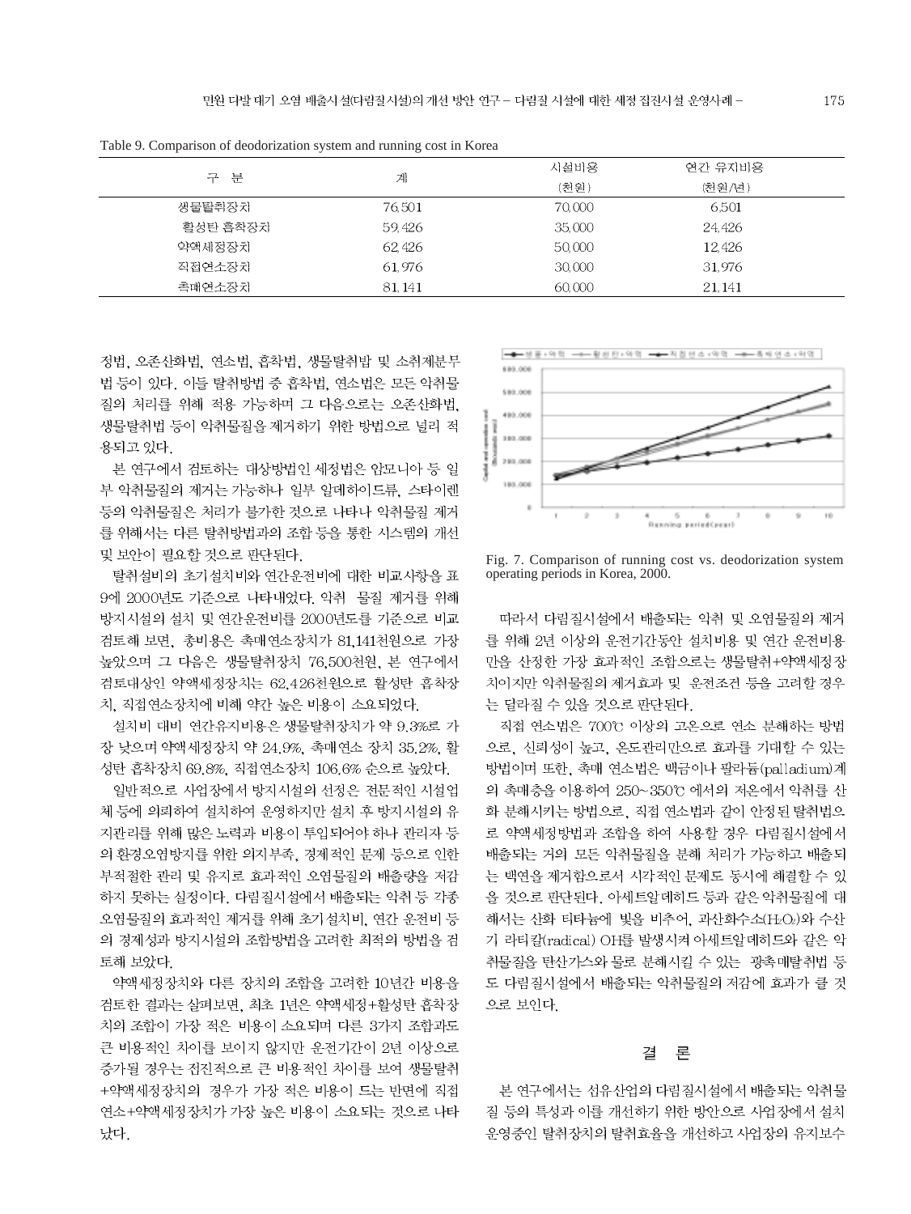Table 9. Comparison of deodorization system and running cost in Korea

| 구 분 | 계 | 시설비용 (천원) | 연간 유지비용 (천원/년) |
|---|---|---|---|
| 생물탈취장치 | 76,501 | 70,000 | 6,501 |
| 활성탄 흡착장치 | 59,426 | 35,000 | 24,426 |
| 약액세정장치 | 62,426 | 50,000 | 12,426 |
| 직접연소장치 | 61,976 | 30,000 | 31,976 |
| 촉매연소장치 | 81,141 | 60,000 | 21,141 |

정법, 오존산화법, 연소법, 흡착법, 생물탈취법 및 소취제분무법 등이 있다. 이들 탈취방법 중 흡착법, 연소법은 모든 악취물질의 처리를 위해 적용 가능하며 그 다음으로는 오존산화법, 생물탈취법 등이 악취물질을 제거하기 위한 방법으로 널리 적용되고 있다.

본 연구에서 검토하는 대상방법인 세정법은 암모니아 등 일부 악취물질의 제거는 가능하나 일부 알데하이드류, 스타이렌 등의 악취물질은 처리가 불가한 것으로 나타나 악취물질 제거를 위해서는 다른 탈취방법과의 조합 등을 통한 시스템의 개선 및 보안이 필요할 것으로 판단된다.

탈취설비의 초기설치비와 연간운전비에 대한 비교사항을 표 9에 2000년도 기준으로 나타내었다. 악취 물질 제거를 위해 방지시설의 설치 및 연간운전비를 2000년도를 기준으로 비교 검토해 보면, 총비용은 촉매연소장치가 81,141천원으로 가장 높았으며 그 다음은 생물탈취장치 76,500천원, 본 연구에서 검토대상인 약액세정장치는 62,426천원으로 활성탄 흡착장치, 직접연소장치에 비해 약간 높은 비용이 소요되었다.

설치비 대비 연간유지비용은 생물탈취장치가 약 9.3%로 가장 낮으며 약액세정장치 약 24.9%, 촉매연소 장치 35.2%, 활성탄 흡착장치 69.8%, 직접연소장치 106.6% 순으로 높았다.

일반적으로 사업장에서 방지시설의 선정은 전문적인 시설업체 등에 의뢰하여 설치하여 운영하지만 설치 후 방지시설의 유지관리를 위해 많은 노력과 비용이 투입되어야 하나 관리자 등의 환경오염방지를 위한 의지부족, 경제적인 문제 등으로 인한 부적절한 관리 및 유지로 효과적인 오염물질의 배출량을 저감하지 못하는 실정이다. 다림질시설에서 배출되는 악취 등 각종 오염물질의 효과적인 제거를 위해 초기설치비, 연간 운전비 등의 경제성과 방지시설의 조합방법을 고려한 최적의 방법을 검토해 보았다.

약액세정장치와 다른 장치의 조합을 고려한 10년간 비용을 검토한 결과는 살펴보면, 최초 1년은 약액세정+활성탄 흡착장치의 조합이 가장 적은 비용이 소요되며 다른 3가지 조합과도 큰 비용적인 차이를 보이지 않지만 운전기간이 2년 이상으로 증가될 경우는 점진적으로 큰 비용적인 차이를 보여 생물탈취+약액세정장치의 경우가 가장 적은 비용이 드는 반면에 직접연소+약액세정장치가 가장 높은 비용이 소요되는 것으로 나타났다.

Fig. 7. Comparison of running cost vs. deodorization system operating periods in Korea, 2000.

따라서 다림질시설에서 배출되는 악취 및 오염물질의 제거를 위해 2년 이상의 운전기간동안 설치비용 및 연간 운전비용만을 산정한 가장 효과적인 조합으로는 생물탈취+약액세정장치이지만 악취물질의 제거효과 및 운전조건 등을 고려할 경우는 달라질 수 있을 것으로 판단된다.

직접 연소법은 700℃ 이상의 고온으로 연소 분해하는 방법으로, 신뢰성이 높고, 온도관리만으로 효과를 기대할 수 있는 방법이며 또한, 촉매 연소법은 백금이나 팔라듐(palladium)계의 촉매층을 이용하여 250~350℃ 에서의 저온에서 악취를 산화 분해시키는 방법으로, 직접 연소법과 같이 안정된 탈취법으로 약액세정방법과 조합을 하여 사용할 경우 다림질시설에서 배출되는 거의 모든 악취물질을 분해 처리가 가능하고 배출되는 백연을 제거함으로서 시각적인 문제도 동시에 해결할 수 있을 것으로 판단된다. 아세트알데히드 등과 같은 악취물질에 대해서는 산화 티타늄에 빛을 비추어, 과산화수소($H_2O_2$)와 수산기 라티칼(radical) OH를 발생시켜 아세트알데히드와 같은 악취물질을 탄산가스와 물로 분해시킬 수 있는 광촉매탈취법 등도 다림질시설에서 배출되는 악취물질의 저감에 효과가 클 것으로 보인다.

## 결 론

본 연구에서는 섬유산업의 다림질시설에서 배출되는 악취물질 등의 특성과 이를 개선하기 위한 방안으로 사업장에서 설치 운영중인 탈취장치의 탈취효율을 개선하고 사업장의 유지보수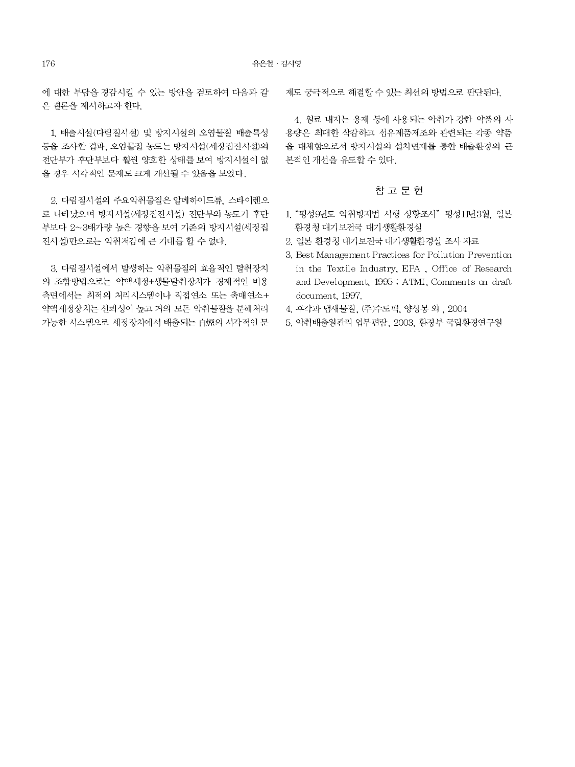에 대한 부담을 경감시킬 수 있는 방안을 검토하여 다음과 같은 결론을 제시하고자 한다.

1. 배출시설(다림질시설) 및 방지시설의 오염물질 배출특성 등을 조사한 결과, 오염물질 농도는 방지시설(세정집진시설)의 전단부가 후단부보다 훨씬 양호한 상태를 보여 방지시설이 없을 경우 시각적인 문제도 크게 개선될 수 있음을 보였다.

2. 다림질시설의 주요악취물질은 알데하이드류, 스타이렌으로 나타났으며 방지시설(세정집진시설) 전단부의 농도가 후단부보다 2~3배가량 높은 경향을 보여 기존의 방지시설(세정집진시설)만으로는 악취저감에 큰 기대를 할 수 없다.

3. 다림질시설에서 발생하는 악취물질의 효율적인 탈취장치의 조합방법으로는 약액세정+생물탈취장치가 경제적인 비용측면에서는 최적의 처리시스템이나 직접연소 또는 촉매연소+약액세정장치는 신뢰성이 높고 거의 모든 악취물질을 분해처리 가능한 시스템으로 세정장치에서 배출되는 白煙의 시각적인 문제도 궁극적으로 해결할 수 있는 최선의 방법으로 판단된다.

4. 원료 내지는 용제 등에 사용되는 악취가 강한 약품의 사용량은 최대한 삭감하고 섬유제품제조와 관련되는 각종 약품을 대체함으로서 방지시설의 설치면제를 통한 배출환경의 근본적인 개선을 유도할 수 있다.

## 참 고 문 헌

1. "평성9년도 악취방지법 시행 상황조사" 평성11년3월, 일본 환경청 대기보전국 대기생활환경실
2. 일본 환경청 대기보전국 대기생활환경실 조사 자료
3. Best Management Practices for Pollution Prevention in the Textile Industry, EPA , Office of Research and Development, 1995 ; ATMI, Comments on draft document, 1997.
4. 후각과 냄새물질, (주)수도팩, 양성봉 외 , 2004
5. 악취배출원관리 업무편람, 2003, 환경부 국립환경연구원